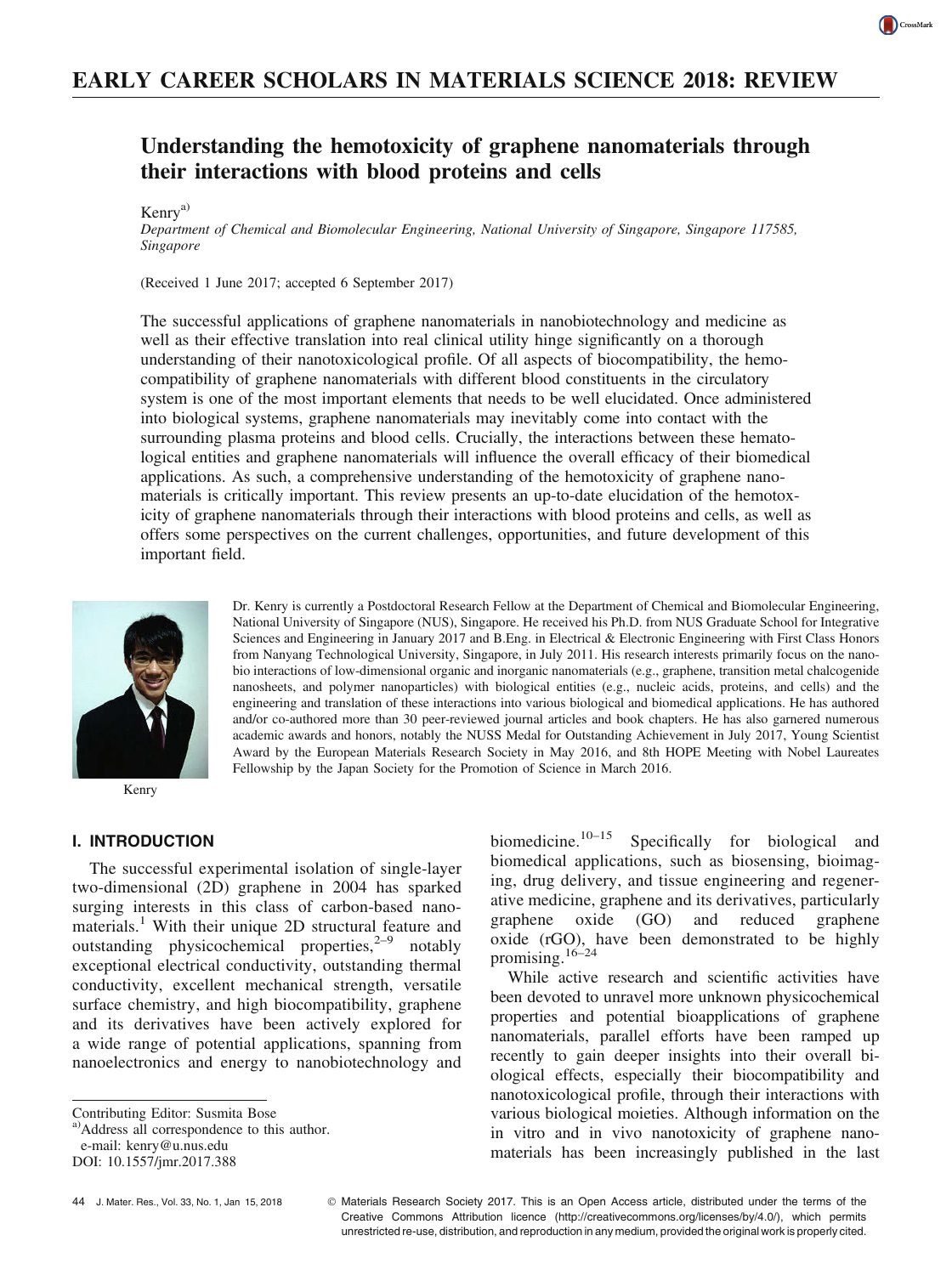## EARLY CAREER SCHOLARS IN MATERIALS SCIENCE 2018: REVIEW

# Understanding the hemotoxicity of graphene nanomaterials through their interactions with blood proteins and cells

Kenry[a)]

*Department of Chemical and Biomolecular Engineering, National University of Singapore, Singapore 117585, Singapore*

(Received 1 June 2017; accepted 6 September 2017)

The successful applications of graphene nanomaterials in nanobiotechnology and medicine as well as their effective translation into real clinical utility hinge significantly on a thorough understanding of their nanotoxicological profile. Of all aspects of biocompatibility, the hemocompatibility of graphene nanomaterials with different blood constituents in the circulatory system is one of the most important elements that needs to be well elucidated. Once administered into biological systems, graphene nanomaterials may inevitably come into contact with the surrounding plasma proteins and blood cells. Crucially, the interactions between these hematological entities and graphene nanomaterials will influence the overall efficacy of their biomedical applications. As such, a comprehensive understanding of the hemotoxicity of graphene nanomaterials is critically important. This review presents an up-to-date elucidation of the hemotoxicity of graphene nanomaterials through their interactions with blood proteins and cells, as well as offers some perspectives on the current challenges, opportunities, and future development of this important field.

Kenry

Dr. Kenry is currently a Postdoctoral Research Fellow at the Department of Chemical and Biomolecular Engineering, National University of Singapore (NUS), Singapore. He received his Ph.D. from NUS Graduate School for Integrative Sciences and Engineering in January 2017 and B.Eng. in Electrical & Electronic Engineering with First Class Honors from Nanyang Technological University, Singapore, in July 2011. His research interests primarily focus on the nano-bio interactions of low-dimensional organic and inorganic nanomaterials (e.g., graphene, transition metal chalcogenide nanosheets, and polymer nanoparticles) with biological entities (e.g., nucleic acids, proteins, and cells) and the engineering and translation of these interactions into various biological and biomedical applications. He has authored and/or co-authored more than 30 peer-reviewed journal articles and book chapters. He has also garnered numerous academic awards and honors, notably the NUSS Medal for Outstanding Achievement in July 2017, Young Scientist Award by the European Materials Research Society in May 2016, and 8th HOPE Meeting with Nobel Laureates Fellowship by the Japan Society for the Promotion of Science in March 2016.

## I. INTRODUCTION

The successful experimental isolation of single-layer two-dimensional (2D) graphene in 2004 has sparked surging interests in this class of carbon-based nanomaterials.[1] With their unique 2D structural feature and outstanding physicochemical properties,[2–9] notably exceptional electrical conductivity, outstanding thermal conductivity, excellent mechanical strength, versatile surface chemistry, and high biocompatibility, graphene and its derivatives have been actively explored for a wide range of potential applications, spanning from nanoelectronics and energy to nanobiotechnology and biomedicine.[10–15] Specifically for biological and biomedical applications, such as biosensing, bioimaging, drug delivery, and tissue engineering and regenerative medicine, graphene and its derivatives, particularly graphene oxide (GO) and reduced graphene oxide (rGO), have been demonstrated to be highly promising.[16–24]

While active research and scientific activities have been devoted to unravel more unknown physicochemical properties and potential bioapplications of graphene nanomaterials, parallel efforts have been ramped up recently to gain deeper insights into their overall biological effects, especially their biocompatibility and nanotoxicological profile, through their interactions with various biological moieties. Although information on the in vitro and in vivo nanotoxicity of graphene nanomaterials has been increasingly published in the last

Contributing Editor: Susmita Bose

a)Address all correspondence to this author.
e-mail: kenry@u.nus.edu

DOI: 10.1557/jmr.2017.388

© Materials Research Society 2017. This is an Open Access article, distributed under the terms of the Creative Commons Attribution licence (http://creativecommons.org/licenses/by/4.0/), which permits unrestricted re-use, distribution, and reproduction in any medium, provided the original work is properly cited.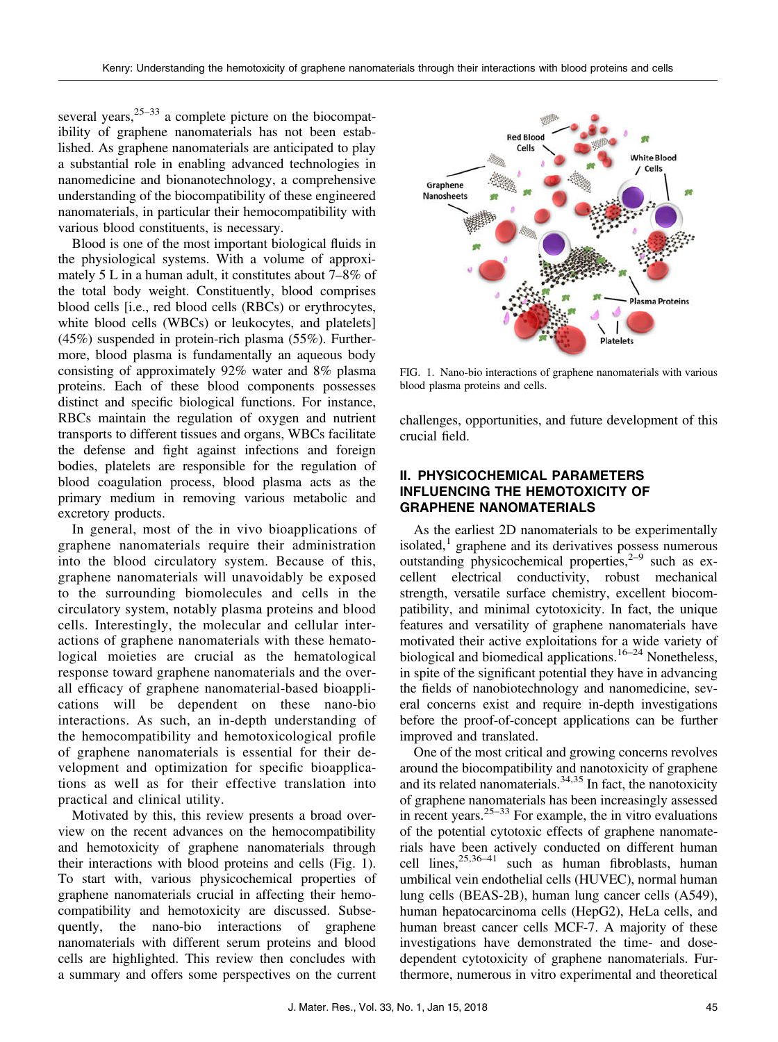several years,[25–33] a complete picture on the biocompatibility of graphene nanomaterials has not been established. As graphene nanomaterials are anticipated to play a substantial role in enabling advanced technologies in nanomedicine and bionanotechnology, a comprehensive understanding of the biocompatibility of these engineered nanomaterials, in particular their hemocompatibility with various blood constituents, is necessary.

Blood is one of the most important biological fluids in the physiological systems. With a volume of approximately 5 L in a human adult, it constitutes about 7–8% of the total body weight. Constituently, blood comprises blood cells [i.e., red blood cells (RBCs) or erythrocytes, white blood cells (WBCs) or leukocytes, and platelets] (45%) suspended in protein-rich plasma (55%). Furthermore, blood plasma is fundamentally an aqueous body consisting of approximately 92% water and 8% plasma proteins. Each of these blood components possesses distinct and specific biological functions. For instance, RBCs maintain the regulation of oxygen and nutrient transports to different tissues and organs, WBCs facilitate the defense and fight against infections and foreign bodies, platelets are responsible for the regulation of blood coagulation process, blood plasma acts as the primary medium in removing various metabolic and excretory products.

In general, most of the in vivo bioapplications of graphene nanomaterials require their administration into the blood circulatory system. Because of this, graphene nanomaterials will unavoidably be exposed to the surrounding biomolecules and cells in the circulatory system, notably plasma proteins and blood cells. Interestingly, the molecular and cellular interactions of graphene nanomaterials with these hematological moieties are crucial as the hematological response toward graphene nanomaterials and the overall efficacy of graphene nanomaterial-based bioapplications will be dependent on these nano-bio interactions. As such, an in-depth understanding of the hemocompatibility and hemotoxicological profile of graphene nanomaterials is essential for their development and optimization for specific bioapplications as well as for their effective translation into practical and clinical utility.

Motivated by this, this review presents a broad overview on the recent advances on the hemocompatibility and hemotoxicity of graphene nanomaterials through their interactions with blood proteins and cells (Fig. 1). To start with, various physicochemical properties of graphene nanomaterials crucial in affecting their hemocompatibility and hemotoxicity are discussed. Subsequently, the nano-bio interactions of graphene nanomaterials with different serum proteins and blood cells are highlighted. This review then concludes with a summary and offers some perspectives on the current challenges, opportunities, and future development of this crucial field.

FIG. 1. Nano-bio interactions of graphene nanomaterials with various blood plasma proteins and cells.

## II. PHYSICOCHEMICAL PARAMETERS INFLUENCING THE HEMOTOXICITY OF GRAPHENE NANOMATERIALS

As the earliest 2D nanomaterials to be experimentally isolated,[1] graphene and its derivatives possess numerous outstanding physicochemical properties,[2–9] such as excellent electrical conductivity, robust mechanical strength, versatile surface chemistry, excellent biocompatibility, and minimal cytotoxicity. In fact, the unique features and versatility of graphene nanomaterials have motivated their active exploitations for a wide variety of biological and biomedical applications.[16–24] Nonetheless, in spite of the significant potential they have in advancing the fields of nanobiotechnology and nanomedicine, several concerns exist and require in-depth investigations before the proof-of-concept applications can be further improved and translated.

One of the most critical and growing concerns revolves around the biocompatibility and nanotoxicity of graphene and its related nanomaterials.[34,35] In fact, the nanotoxicity of graphene nanomaterials has been increasingly assessed in recent years.[25–33] For example, the in vitro evaluations of the potential cytotoxic effects of graphene nanomaterials have been actively conducted on different human cell lines,[25,36–41] such as human fibroblasts, human umbilical vein endothelial cells (HUVEC), normal human lung cells (BEAS-2B), human lung cancer cells (A549), human hepatocarcinoma cells (HepG2), HeLa cells, and human breast cancer cells MCF-7. A majority of these investigations have demonstrated the time- and dose-dependent cytotoxicity of graphene nanomaterials. Furthermore, numerous in vitro experimental and theoretical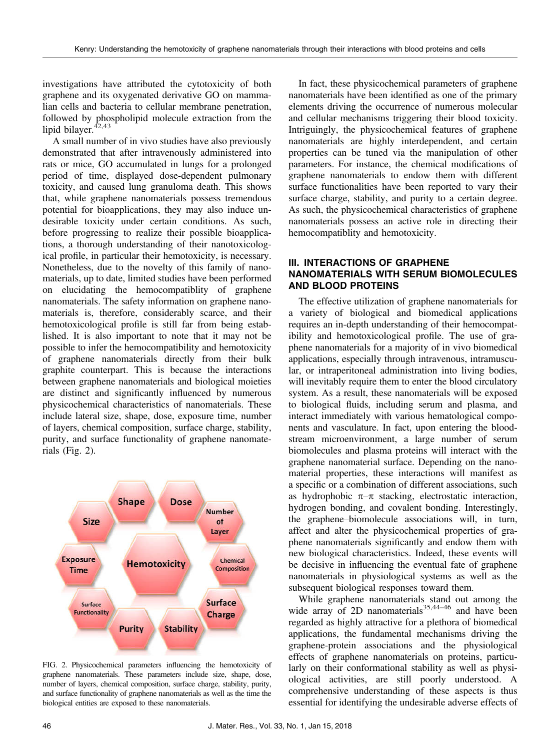investigations have attributed the cytotoxicity of both graphene and its oxygenated derivative GO on mammalian cells and bacteria to cellular membrane penetration, followed by phospholipid molecule extraction from the lipid bilayer.[42,43]

A small number of in vivo studies have also previously demonstrated that after intravenously administered into rats or mice, GO accumulated in lungs for a prolonged period of time, displayed dose-dependent pulmonary toxicity, and caused lung granuloma death. This shows that, while graphene nanomaterials possess tremendous potential for bioapplications, they may also induce undesirable toxicity under certain conditions. As such, before progressing to realize their possible bioapplications, a thorough understanding of their nanotoxicological profile, in particular their hemotoxicity, is necessary. Nonetheless, due to the novelty of this family of nanomaterials, up to date, limited studies have been performed on elucidating the hemocompatiblity of graphene nanomaterials. The safety information on graphene nanomaterials is, therefore, considerably scarce, and their hemotoxicological profile is still far from being established. It is also important to note that it may not be possible to infer the hemocompatibility and hemotoxicity of graphene nanomaterials directly from their bulk graphite counterpart. This is because the interactions between graphene nanomaterials and biological moieties are distinct and significantly influenced by numerous physicochemical characteristics of nanomaterials. These include lateral size, shape, dose, exposure time, number of layers, chemical composition, surface charge, stability, purity, and surface functionality of graphene nanomaterials (Fig. 2).

FIG. 2. Physicochemical parameters influencing the hemotoxicity of graphene nanomaterials. These parameters include size, shape, dose, number of layers, chemical composition, surface charge, stability, purity, and surface functionality of graphene nanomaterials as well as the time the biological entities are exposed to these nanomaterials.

In fact, these physicochemical parameters of graphene nanomaterials have been identified as one of the primary elements driving the occurrence of numerous molecular and cellular mechanisms triggering their blood toxicity. Intriguingly, the physicochemical features of graphene nanomaterials are highly interdependent, and certain properties can be tuned via the manipulation of other parameters. For instance, the chemical modifications of graphene nanomaterials to endow them with different surface functionalities have been reported to vary their surface charge, stability, and purity to a certain degree. As such, the physicochemical characteristics of graphene nanomaterials possess an active role in directing their hemocompatiblity and hemotoxicity.

## III. INTERACTIONS OF GRAPHENE NANOMATERIALS WITH SERUM BIOMOLECULES AND BLOOD PROTEINS

The effective utilization of graphene nanomaterials for a variety of biological and biomedical applications requires an in-depth understanding of their hemocompatibility and hemotoxicological profile. The use of graphene nanomaterials for a majority of in vivo biomedical applications, especially through intravenous, intramuscular, or intraperitoneal administration into living bodies, will inevitably require them to enter the blood circulatory system. As a result, these nanomaterials will be exposed to biological fluids, including serum and plasma, and interact immediately with various hematological components and vasculature. In fact, upon entering the bloodstream microenvironment, a large number of serum biomolecules and plasma proteins will interact with the graphene nanomaterial surface. Depending on the nanomaterial properties, these interactions will manifest as a specific or a combination of different associations, such as hydrophobic $\pi$–$\pi$ stacking, electrostatic interaction, hydrogen bonding, and covalent bonding. Interestingly, the graphene–biomolecule associations will, in turn, affect and alter the physicochemical properties of graphene nanomaterials significantly and endow them with new biological characteristics. Indeed, these events will be decisive in influencing the eventual fate of graphene nanomaterials in physiological systems as well as the subsequent biological responses toward them.

While graphene nanomaterials stand out among the wide array of 2D nanomaterials[35,44–46] and have been regarded as highly attractive for a plethora of biomedical applications, the fundamental mechanisms driving the graphene-protein associations and the physiological effects of graphene nanomaterials on proteins, particularly on their conformational stability as well as physiological activities, are still poorly understood. A comprehensive understanding of these aspects is thus essential for identifying the undesirable adverse effects of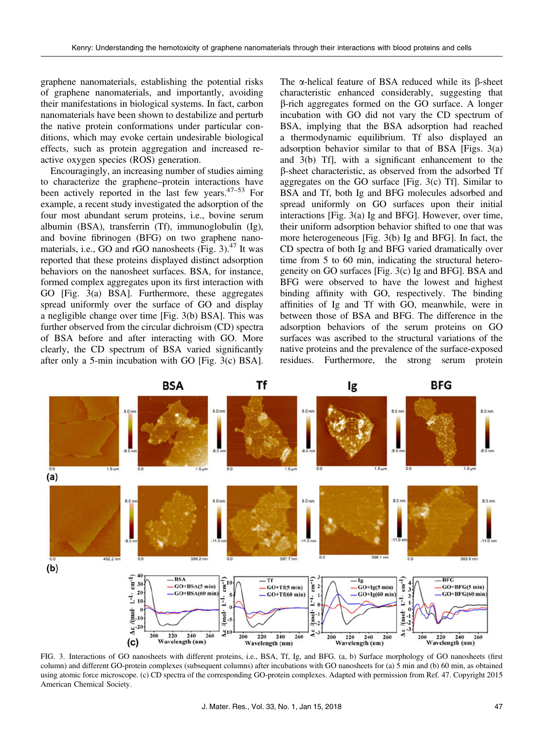graphene nanomaterials, establishing the potential risks of graphene nanomaterials, and importantly, avoiding their manifestations in biological systems. In fact, carbon nanomaterials have been shown to destabilize and perturb the native protein conformations under particular conditions, which may evoke certain undesirable biological effects, such as protein aggregation and increased reactive oxygen species (ROS) generation.

Encouragingly, an increasing number of studies aiming to characterize the graphene–protein interactions have been actively reported in the last few years.[47–53] For example, a recent study investigated the adsorption of the four most abundant serum proteins, i.e., bovine serum albumin (BSA), transferrin (Tf), immunoglobulin (Ig), and bovine fibrinogen (BFG) on two graphene nanomaterials, i.e., GO and rGO nanosheets (Fig. 3).[47] It was reported that these proteins displayed distinct adsorption behaviors on the nanosheet surfaces. BSA, for instance, formed complex aggregates upon its first interaction with GO [Fig. 3(a) BSA]. Furthermore, these aggregates spread uniformly over the surface of GO and display a negligible change over time [Fig. 3(b) BSA]. This was further observed from the circular dichroism (CD) spectra of BSA before and after interacting with GO. More clearly, the CD spectrum of BSA varied significantly after only a 5-min incubation with GO [Fig. 3(c) BSA]. The α-helical feature of BSA reduced while its β-sheet characteristic enhanced considerably, suggesting that β-rich aggregates formed on the GO surface. A longer incubation with GO did not vary the CD spectrum of BSA, implying that the BSA adsorption had reached a thermodynamic equilibrium. Tf also displayed an adsorption behavior similar to that of BSA [Figs. 3(a) and 3(b) Tf], with a significant enhancement to the β-sheet characteristic, as observed from the adsorbed Tf aggregates on the GO surface [Fig. 3(c) Tf]. Similar to BSA and Tf, both Ig and BFG molecules adsorbed and spread uniformly on GO surfaces upon their initial interactions [Fig. 3(a) Ig and BFG]. However, over time, their uniform adsorption behavior shifted to one that was more heterogeneous [Fig. 3(b) Ig and BFG]. In fact, the CD spectra of both Ig and BFG varied dramatically over time from 5 to 60 min, indicating the structural heterogeneity on GO surfaces [Fig. 3(c) Ig and BFG]. BSA and BFG were observed to have the lowest and highest binding affinity with GO, respectively. The binding affinities of Ig and Tf with GO, meanwhile, were in between those of BSA and BFG. The difference in the adsorption behaviors of the serum proteins on GO surfaces was ascribed to the structural variations of the native proteins and the prevalence of the surface-exposed residues. Furthermore, the strong serum protein

FIG. 3. Interactions of GO nanosheets with different proteins, i.e., BSA, Tf, Ig, and BFG. (a, b) Surface morphology of GO nanosheets (first column) and different GO-protein complexes (subsequent columns) after incubations with GO nanosheets for (a) 5 min and (b) 60 min, as obtained using atomic force microscope. (c) CD spectra of the corresponding GO-protein complexes. Adapted with permission from Ref. 47. Copyright 2015 American Chemical Society.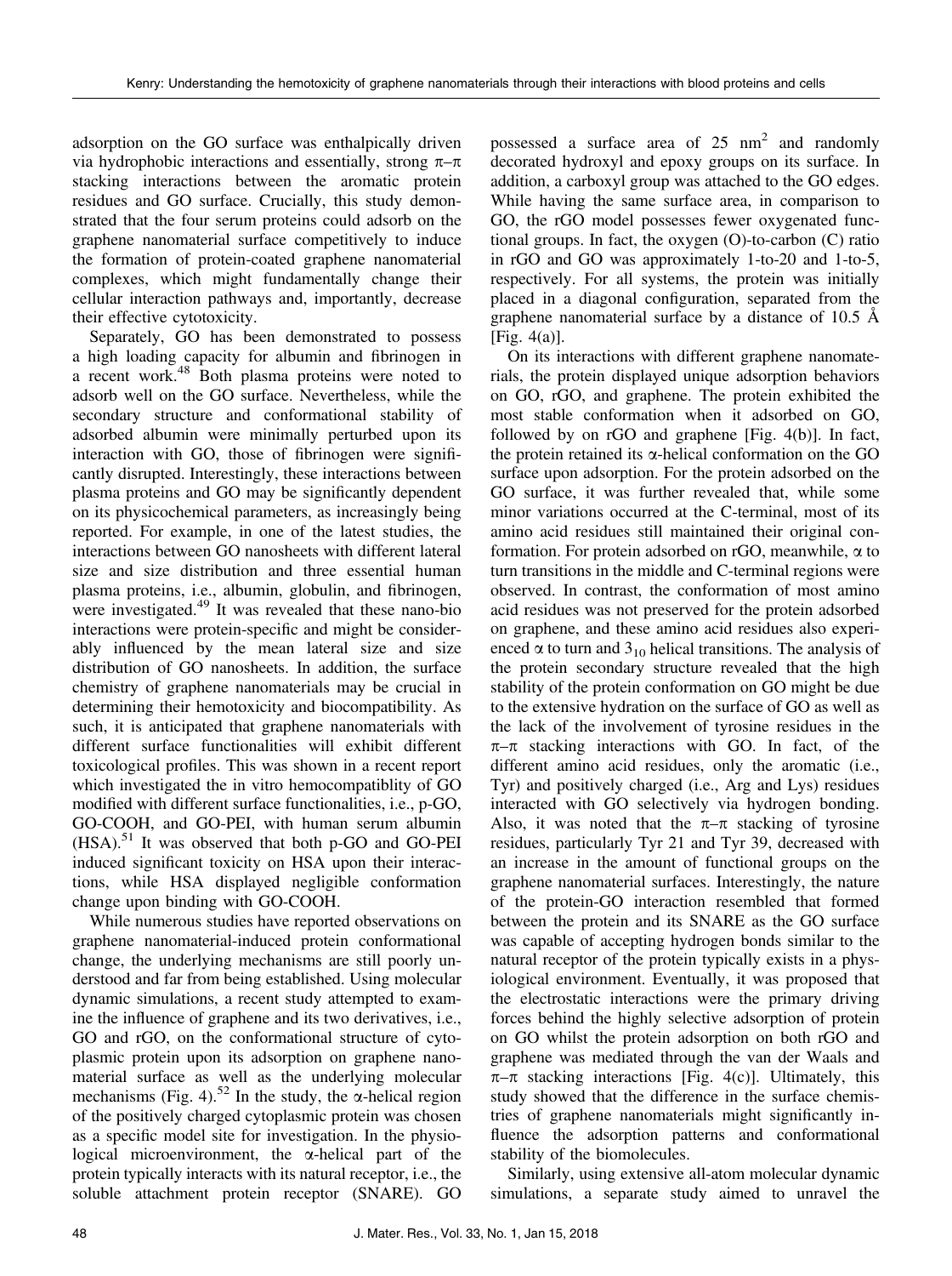adsorption on the GO surface was enthalpically driven via hydrophobic interactions and essentially, strong π–π stacking interactions between the aromatic protein residues and GO surface. Crucially, this study demonstrated that the four serum proteins could adsorb on the graphene nanomaterial surface competitively to induce the formation of protein-coated graphene nanomaterial complexes, which might fundamentally change their cellular interaction pathways and, importantly, decrease their effective cytotoxicity.

Separately, GO has been demonstrated to possess a high loading capacity for albumin and fibrinogen in a recent work.[48] Both plasma proteins were noted to adsorb well on the GO surface. Nevertheless, while the secondary structure and conformational stability of adsorbed albumin were minimally perturbed upon its interaction with GO, those of fibrinogen were significantly disrupted. Interestingly, these interactions between plasma proteins and GO may be significantly dependent on its physicochemical parameters, as increasingly being reported. For example, in one of the latest studies, the interactions between GO nanosheets with different lateral size and size distribution and three essential human plasma proteins, i.e., albumin, globulin, and fibrinogen, were investigated.[49] It was revealed that these nano-bio interactions were protein-specific and might be considerably influenced by the mean lateral size and size distribution of GO nanosheets. In addition, the surface chemistry of graphene nanomaterials may be crucial in determining their hemotoxicity and biocompatibility. As such, it is anticipated that graphene nanomaterials with different surface functionalities will exhibit different toxicological profiles. This was shown in a recent report which investigated the in vitro hemocompatiblity of GO modified with different surface functionalities, i.e., p-GO, GO-COOH, and GO-PEI, with human serum albumin (HSA).[51] It was observed that both p-GO and GO-PEI induced significant toxicity on HSA upon their interactions, while HSA displayed negligible conformation change upon binding with GO-COOH.

While numerous studies have reported observations on graphene nanomaterial-induced protein conformational change, the underlying mechanisms are still poorly understood and far from being established. Using molecular dynamic simulations, a recent study attempted to examine the influence of graphene and its two derivatives, i.e., GO and rGO, on the conformational structure of cytoplasmic protein upon its adsorption on graphene nanomaterial surface as well as the underlying molecular mechanisms (Fig. 4).[52] In the study, the α-helical region of the positively charged cytoplasmic protein was chosen as a specific model site for investigation. In the physiological microenvironment, the α-helical part of the protein typically interacts with its natural receptor, i.e., the soluble attachment protein receptor (SNARE). GO possessed a surface area of 25 $nm^2$ and randomly decorated hydroxyl and epoxy groups on its surface. In addition, a carboxyl group was attached to the GO edges. While having the same surface area, in comparison to GO, the rGO model possesses fewer oxygenated functional groups. In fact, the oxygen (O)-to-carbon (C) ratio in rGO and GO was approximately 1-to-20 and 1-to-5, respectively. For all systems, the protein was initially placed in a diagonal configuration, separated from the graphene nanomaterial surface by a distance of 10.5 Å [Fig. 4(a)].

On its interactions with different graphene nanomaterials, the protein displayed unique adsorption behaviors on GO, rGO, and graphene. The protein exhibited the most stable conformation when it adsorbed on GO, followed by on rGO and graphene [Fig. 4(b)]. In fact, the protein retained its α-helical conformation on the GO surface upon adsorption. For the protein adsorbed on the GO surface, it was further revealed that, while some minor variations occurred at the C-terminal, most of its amino acid residues still maintained their original conformation. For protein adsorbed on rGO, meanwhile, α to turn transitions in the middle and C-terminal regions were observed. In contrast, the conformation of most amino acid residues was not preserved for the protein adsorbed on graphene, and these amino acid residues also experienced α to turn and $3_{10}$ helical transitions. The analysis of the protein secondary structure revealed that the high stability of the protein conformation on GO might be due to the extensive hydration on the surface of GO as well as the lack of the involvement of tyrosine residues in the π–π stacking interactions with GO. In fact, of the different amino acid residues, only the aromatic (i.e., Tyr) and positively charged (i.e., Arg and Lys) residues interacted with GO selectively via hydrogen bonding. Also, it was noted that the π–π stacking of tyrosine residues, particularly Tyr 21 and Tyr 39, decreased with an increase in the amount of functional groups on the graphene nanomaterial surfaces. Interestingly, the nature of the protein-GO interaction resembled that formed between the protein and its SNARE as the GO surface was capable of accepting hydrogen bonds similar to the natural receptor of the protein typically exists in a physiological environment. Eventually, it was proposed that the electrostatic interactions were the primary driving forces behind the highly selective adsorption of protein on GO whilst the protein adsorption on both rGO and graphene was mediated through the van der Waals and π–π stacking interactions [Fig. 4(c)]. Ultimately, this study showed that the difference in the surface chemistries of graphene nanomaterials might significantly influence the adsorption patterns and conformational stability of the biomolecules.

Similarly, using extensive all-atom molecular dynamic simulations, a separate study aimed to unravel the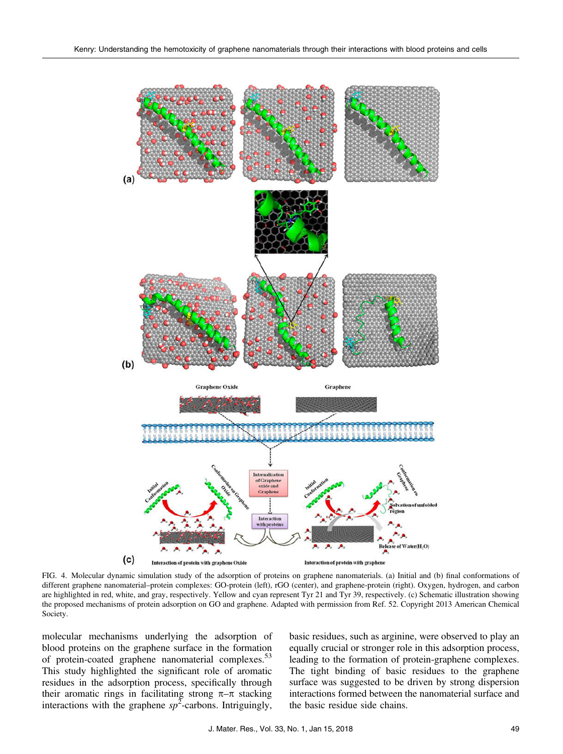FIG. 4. Molecular dynamic simulation study of the adsorption of proteins on graphene nanomaterials. (a) Initial and (b) final conformations of different graphene nanomaterial–protein complexes: GO-protein (left), rGO (center), and graphene-protein (right). Oxygen, hydrogen, and carbon are highlighted in red, white, and gray, respectively. Yellow and cyan represent Tyr 21 and Tyr 39, respectively. (c) Schematic illustration showing the proposed mechanisms of protein adsorption on GO and graphene. Adapted with permission from Ref. 52. Copyright 2013 American Chemical Society.

molecular mechanisms underlying the adsorption of blood proteins on the graphene surface in the formation of protein-coated graphene nanomaterial complexes.[53] This study highlighted the significant role of aromatic residues in the adsorption process, specifically through their aromatic rings in facilitating strong π–π stacking interactions with the graphene $sp^2$-carbons. Intriguingly, basic residues, such as arginine, were observed to play an equally crucial or stronger role in this adsorption process, leading to the formation of protein-graphene complexes. The tight binding of basic residues to the graphene surface was suggested to be driven by strong dispersion interactions formed between the nanomaterial surface and the basic residue side chains.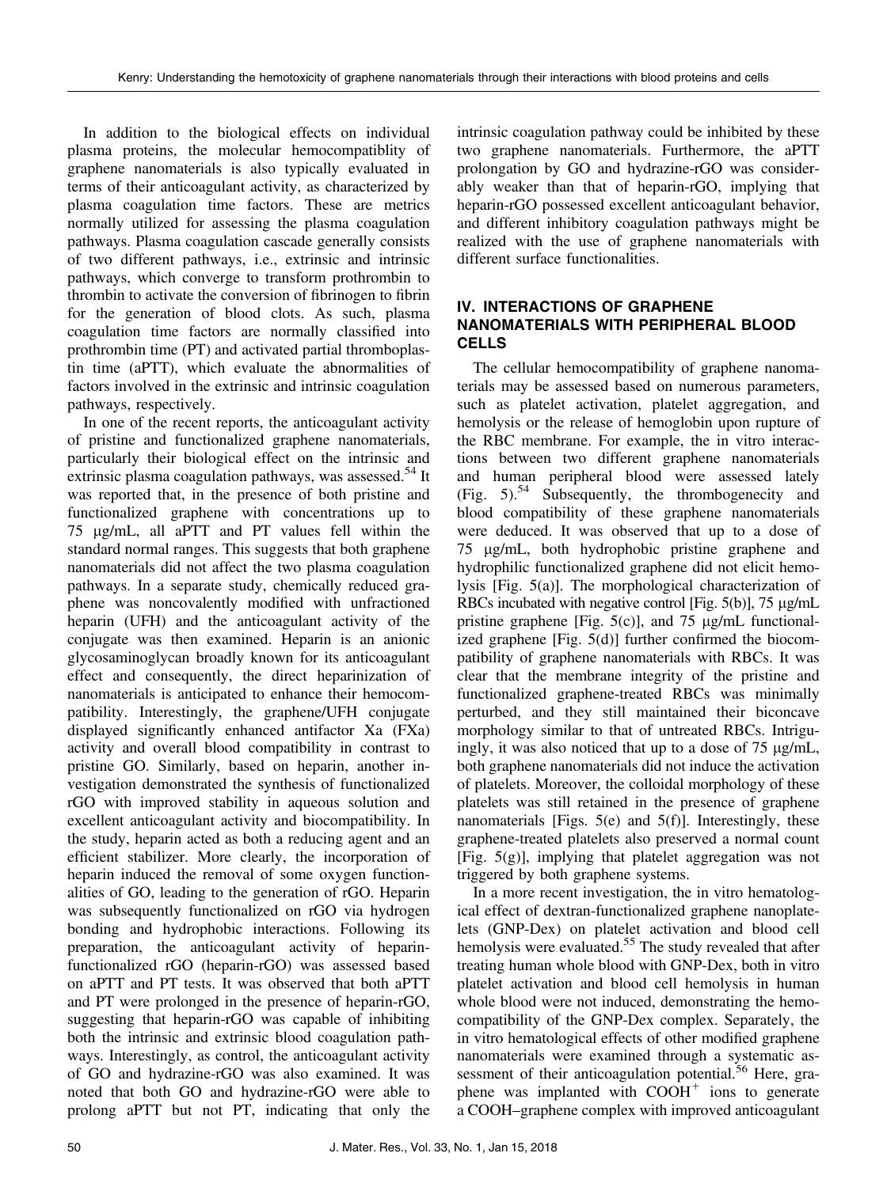In addition to the biological effects on individual plasma proteins, the molecular hemocompatiblity of graphene nanomaterials is also typically evaluated in terms of their anticoagulant activity, as characterized by plasma coagulation time factors. These are metrics normally utilized for assessing the plasma coagulation pathways. Plasma coagulation cascade generally consists of two different pathways, i.e., extrinsic and intrinsic pathways, which converge to transform prothrombin to thrombin to activate the conversion of fibrinogen to fibrin for the generation of blood clots. As such, plasma coagulation time factors are normally classified into prothrombin time (PT) and activated partial thromboplastin time (aPTT), which evaluate the abnormalities of factors involved in the extrinsic and intrinsic coagulation pathways, respectively.

In one of the recent reports, the anticoagulant activity of pristine and functionalized graphene nanomaterials, particularly their biological effect on the intrinsic and extrinsic plasma coagulation pathways, was assessed.[54] It was reported that, in the presence of both pristine and functionalized graphene with concentrations up to 75 μg/mL, all aPTT and PT values fell within the standard normal ranges. This suggests that both graphene nanomaterials did not affect the two plasma coagulation pathways. In a separate study, chemically reduced graphene was noncovalently modified with unfractioned heparin (UFH) and the anticoagulant activity of the conjugate was then examined. Heparin is an anionic glycosaminoglycan broadly known for its anticoagulant effect and consequently, the direct heparinization of nanomaterials is anticipated to enhance their hemocompatibility. Interestingly, the graphene/UFH conjugate displayed significantly enhanced antifactor Xa (FXa) activity and overall blood compatibility in contrast to pristine GO. Similarly, based on heparin, another investigation demonstrated the synthesis of functionalized rGO with improved stability in aqueous solution and excellent anticoagulant activity and biocompatibility. In the study, heparin acted as both a reducing agent and an efficient stabilizer. More clearly, the incorporation of heparin induced the removal of some oxygen functionalities of GO, leading to the generation of rGO. Heparin was subsequently functionalized on rGO via hydrogen bonding and hydrophobic interactions. Following its preparation, the anticoagulant activity of heparin-functionalized rGO (heparin-rGO) was assessed based on aPTT and PT tests. It was observed that both aPTT and PT were prolonged in the presence of heparin-rGO, suggesting that heparin-rGO was capable of inhibiting both the intrinsic and extrinsic blood coagulation pathways. Interestingly, as control, the anticoagulant activity of GO and hydrazine-rGO was also examined. It was noted that both GO and hydrazine-rGO were able to prolong aPTT but not PT, indicating that only the intrinsic coagulation pathway could be inhibited by these two graphene nanomaterials. Furthermore, the aPTT prolongation by GO and hydrazine-rGO was considerably weaker than that of heparin-rGO, implying that heparin-rGO possessed excellent anticoagulant behavior, and different inhibitory coagulation pathways might be realized with the use of graphene nanomaterials with different surface functionalities.

## IV. INTERACTIONS OF GRAPHENE NANOMATERIALS WITH PERIPHERAL BLOOD CELLS

The cellular hemocompatibility of graphene nanomaterials may be assessed based on numerous parameters, such as platelet activation, platelet aggregation, and hemolysis or the release of hemoglobin upon rupture of the RBC membrane. For example, the in vitro interactions between two different graphene nanomaterials and human peripheral blood were assessed lately (Fig. 5).[54] Subsequently, the thrombogenecity and blood compatibility of these graphene nanomaterials were deduced. It was observed that up to a dose of 75 μg/mL, both hydrophobic pristine graphene and hydrophilic functionalized graphene did not elicit hemolysis [Fig. 5(a)]. The morphological characterization of RBCs incubated with negative control [Fig. 5(b)], 75 μg/mL pristine graphene [Fig. 5(c)], and 75 μg/mL functionalized graphene [Fig. 5(d)] further confirmed the biocompatibility of graphene nanomaterials with RBCs. It was clear that the membrane integrity of the pristine and functionalized graphene-treated RBCs was minimally perturbed, and they still maintained their biconcave morphology similar to that of untreated RBCs. Intriguingly, it was also noticed that up to a dose of 75 μg/mL, both graphene nanomaterials did not induce the activation of platelets. Moreover, the colloidal morphology of these platelets was still retained in the presence of graphene nanomaterials [Figs. 5(e) and 5(f)]. Interestingly, these graphene-treated platelets also preserved a normal count [Fig. 5(g)], implying that platelet aggregation was not triggered by both graphene systems.

In a more recent investigation, the in vitro hematological effect of dextran-functionalized graphene nanoplatelets (GNP-Dex) on platelet activation and blood cell hemolysis were evaluated.[55] The study revealed that after treating human whole blood with GNP-Dex, both in vitro platelet activation and blood cell hemolysis in human whole blood were not induced, demonstrating the hemocompatibility of the GNP-Dex complex. Separately, the in vitro hematological effects of other modified graphene nanomaterials were examined through a systematic assessment of their anticoagulation potential.[56] Here, graphene was implanted with $COOH^{+}$ ions to generate a COOH–graphene complex with improved anticoagulant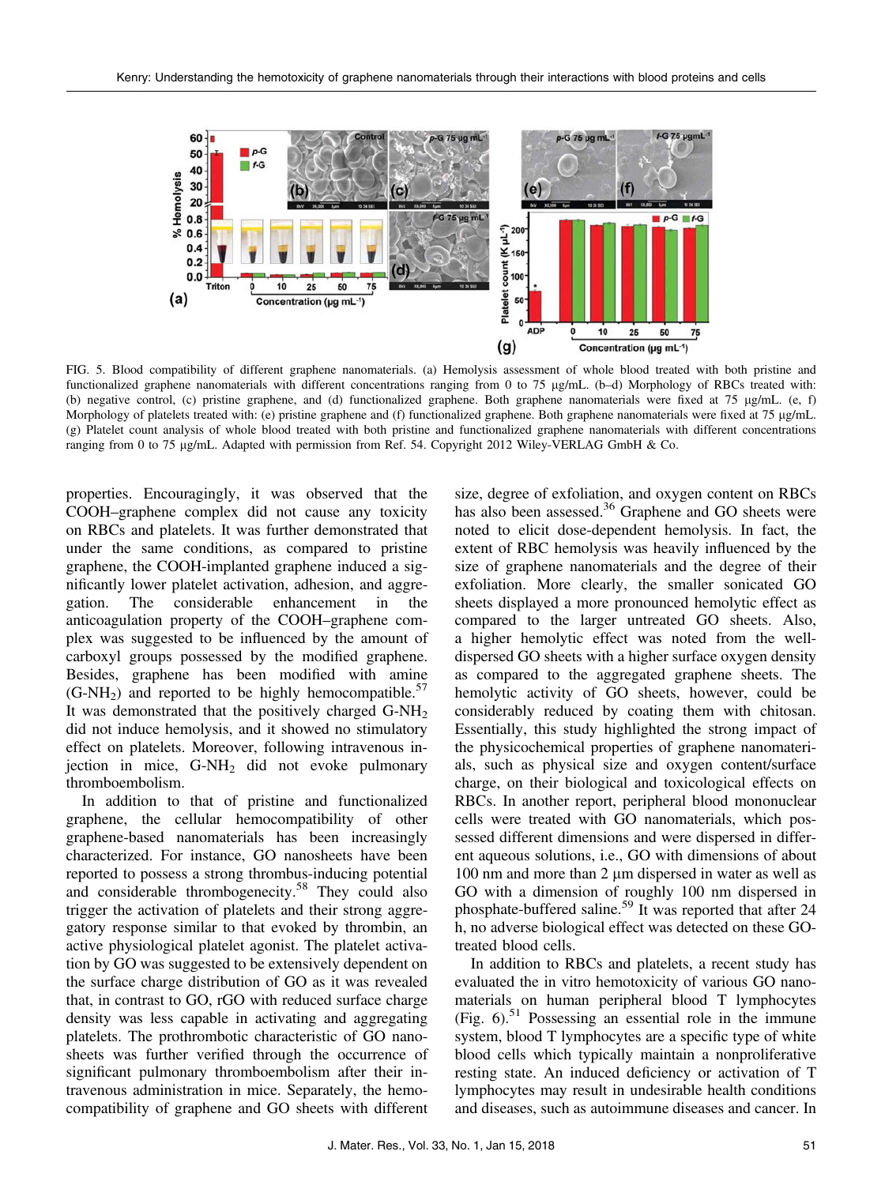FIG. 5. Blood compatibility of different graphene nanomaterials. (a) Hemolysis assessment of whole blood treated with both pristine and functionalized graphene nanomaterials with different concentrations ranging from 0 to 75 μg/mL. (b–d) Morphology of RBCs treated with: (b) negative control, (c) pristine graphene, and (d) functionalized graphene. Both graphene nanomaterials were fixed at 75 μg/mL. (e, f) Morphology of platelets treated with: (e) pristine graphene and (f) functionalized graphene. Both graphene nanomaterials were fixed at 75 μg/mL. (g) Platelet count analysis of whole blood treated with both pristine and functionalized graphene nanomaterials with different concentrations ranging from 0 to 75 μg/mL. Adapted with permission from Ref. 54. Copyright 2012 Wiley-VERLAG GmbH & Co.

properties. Encouragingly, it was observed that the COOH–graphene complex did not cause any toxicity on RBCs and platelets. It was further demonstrated that under the same conditions, as compared to pristine graphene, the COOH-implanted graphene induced a significantly lower platelet activation, adhesion, and aggregation. The considerable enhancement in the anticoagulation property of the COOH–graphene complex was suggested to be influenced by the amount of carboxyl groups possessed by the modified graphene. Besides, graphene has been modified with amine (G-$NH_2$) and reported to be highly hemocompatible.[57] It was demonstrated that the positively charged G-$NH_2$ did not induce hemolysis, and it showed no stimulatory effect on platelets. Moreover, following intravenous injection in mice, G-$NH_2$ did not evoke pulmonary thromboembolism.

In addition to that of pristine and functionalized graphene, the cellular hemocompatibility of other graphene-based nanomaterials has been increasingly characterized. For instance, GO nanosheets have been reported to possess a strong thrombus-inducing potential and considerable thrombogenecity.[58] They could also trigger the activation of platelets and their strong aggregatory response similar to that evoked by thrombin, an active physiological platelet agonist. The platelet activation by GO was suggested to be extensively dependent on the surface charge distribution of GO as it was revealed that, in contrast to GO, rGO with reduced surface charge density was less capable in activating and aggregating platelets. The prothrombotic characteristic of GO nanosheets was further verified through the occurrence of significant pulmonary thromboembolism after their intravenous administration in mice. Separately, the hemocompatibility of graphene and GO sheets with different size, degree of exfoliation, and oxygen content on RBCs has also been assessed.[36] Graphene and GO sheets were noted to elicit dose-dependent hemolysis. In fact, the extent of RBC hemolysis was heavily influenced by the size of graphene nanomaterials and the degree of their exfoliation. More clearly, the smaller sonicated GO sheets displayed a more pronounced hemolytic effect as compared to the larger untreated GO sheets. Also, a higher hemolytic effect was noted from the well-dispersed GO sheets with a higher surface oxygen density as compared to the aggregated graphene sheets. The hemolytic activity of GO sheets, however, could be considerably reduced by coating them with chitosan. Essentially, this study highlighted the strong impact of the physicochemical properties of graphene nanomaterials, such as physical size and oxygen content/surface charge, on their biological and toxicological effects on RBCs. In another report, peripheral blood mononuclear cells were treated with GO nanomaterials, which possessed different dimensions and were dispersed in different aqueous solutions, i.e., GO with dimensions of about 100 nm and more than 2 μm dispersed in water as well as GO with a dimension of roughly 100 nm dispersed in phosphate-buffered saline.[59] It was reported that after 24 h, no adverse biological effect was detected on these GO-treated blood cells.

In addition to RBCs and platelets, a recent study has evaluated the in vitro hemotoxicity of various GO nanomaterials on human peripheral blood T lymphocytes (Fig. 6).[51] Possessing an essential role in the immune system, blood T lymphocytes are a specific type of white blood cells which typically maintain a nonproliferative resting state. An induced deficiency or activation of T lymphocytes may result in undesirable health conditions and diseases, such as autoimmune diseases and cancer. In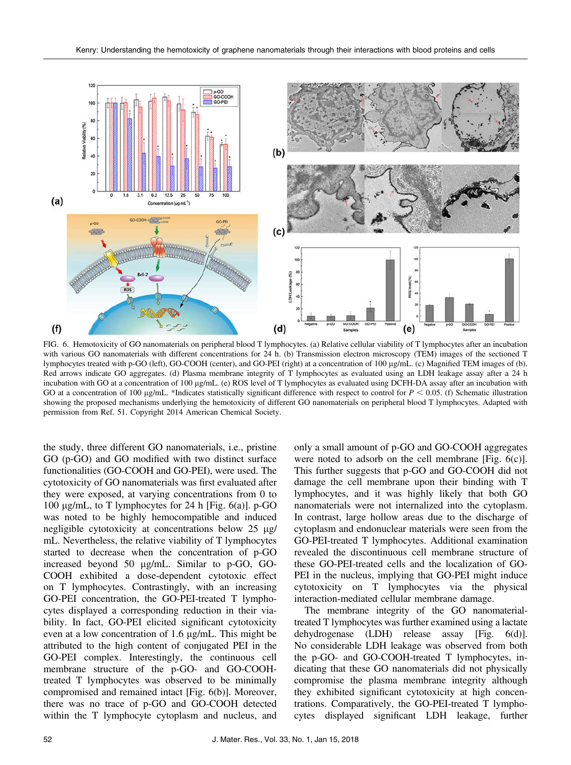FIG. 6. Hemotoxicity of GO nanomaterials on peripheral blood T lymphocytes. (a) Relative cellular viability of T lymphocytes after an incubation with various GO nanomaterials with different concentrations for 24 h. (b) Transmission electron microscopy (TEM) images of the sectioned T lymphocytes treated with p-GO (left), GO-COOH (center), and GO-PEI (right) at a concentration of 100 μg/mL. (c) Magnified TEM images of (b). Red arrows indicate GO aggregates. (d) Plasma membrane integrity of T lymphocytes as evaluated using an LDH leakage assay after a 24 h incubation with GO at a concentration of 100 μg/mL. (e) ROS level of T lymphocytes as evaluated using DCFH-DA assay after an incubation with GO at a concentration of 100 μg/mL. *Indicates statistically significant difference with respect to control for $P < 0.05$. (f) Schematic illustration showing the proposed mechanisms underlying the hemotoxicity of different GO nanomaterials on peripheral blood T lymphocytes. Adapted with permission from Ref. 51. Copyright 2014 American Chemical Society.

the study, three different GO nanomaterials, i.e., pristine GO (p-GO) and GO modified with two distinct surface functionalities (GO-COOH and GO-PEI), were used. The cytotoxicity of GO nanomaterials was first evaluated after they were exposed, at varying concentrations from 0 to 100 μg/mL, to T lymphocytes for 24 h [Fig. 6(a)]. p-GO was noted to be highly hemocompatible and induced negligible cytotoxicity at concentrations below 25 μg/mL. Nevertheless, the relative viability of T lymphocytes started to decrease when the concentration of p-GO increased beyond 50 μg/mL. Similar to p-GO, GO-COOH exhibited a dose-dependent cytotoxic effect on T lymphocytes. Contrastingly, with an increasing GO-PEI concentration, the GO-PEI-treated T lymphocytes displayed a corresponding reduction in their viability. In fact, GO-PEI elicited significant cytotoxicity even at a low concentration of 1.6 μg/mL. This might be attributed to the high content of conjugated PEI in the GO-PEI complex. Interestingly, the continuous cell membrane structure of the p-GO- and GO-COOH-treated T lymphocytes was observed to be minimally compromised and remained intact [Fig. 6(b)]. Moreover, there was no trace of p-GO and GO-COOH detected within the T lymphocyte cytoplasm and nucleus, and only a small amount of p-GO and GO-COOH aggregates were noted to adsorb on the cell membrane [Fig. 6(c)]. This further suggests that p-GO and GO-COOH did not damage the cell membrane upon their binding with T lymphocytes, and it was highly likely that both GO nanomaterials were not internalized into the cytoplasm. In contrast, large hollow areas due to the discharge of cytoplasm and endonuclear materials were seen from the GO-PEI-treated T lymphocytes. Additional examination revealed the discontinuous cell membrane structure of these GO-PEI-treated cells and the localization of GO-PEI in the nucleus, implying that GO-PEI might induce cytotoxicity on T lymphocytes via the physical interaction-mediated cellular membrane damage.

The membrane integrity of the GO nanomaterial-treated T lymphocytes was further examined using a lactate dehydrogenase (LDH) release assay [Fig. 6(d)]. No considerable LDH leakage was observed from both the p-GO- and GO-COOH-treated T lymphocytes, indicating that these GO nanomaterials did not physically compromise the plasma membrane integrity although they exhibited significant cytotoxicity at high concentrations. Comparatively, the GO-PEI-treated T lymphocytes displayed significant LDH leakage, further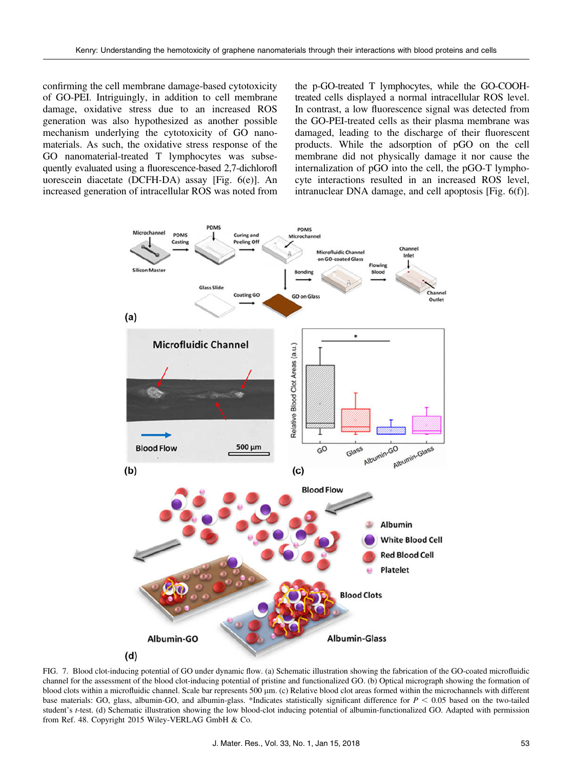confirming the cell membrane damage-based cytotoxicity of GO-PEI. Intriguingly, in addition to cell membrane damage, oxidative stress due to an increased ROS generation was also hypothesized as another possible mechanism underlying the cytotoxicity of GO nanomaterials. As such, the oxidative stress response of the GO nanomaterial-treated T lymphocytes was subsequently evaluated using a fluorescence-based 2,7-dichlorofluorescein diacetate (DCFH-DA) assay [Fig. 6(e)]. An increased generation of intracellular ROS was noted from the p-GO-treated T lymphocytes, while the GO-COOH-treated cells displayed a normal intracellular ROS level. In contrast, a low fluorescence signal was detected from the GO-PEI-treated cells as their plasma membrane was damaged, leading to the discharge of their fluorescent products. While the adsorption of pGO on the cell membrane did not physically damage it nor cause the internalization of pGO into the cell, the pGO-T lymphocyte interactions resulted in an increased ROS level, intranuclear DNA damage, and cell apoptosis [Fig. 6(f)].

FIG. 7. Blood clot-inducing potential of GO under dynamic flow. (a) Schematic illustration showing the fabrication of the GO-coated microfluidic channel for the assessment of the blood clot-inducing potential of pristine and functionalized GO. (b) Optical micrograph showing the formation of blood clots within a microfluidic channel. Scale bar represents 500 μm. (c) Relative blood clot areas formed within the microchannels with different base materials: GO, glass, albumin-GO, and albumin-glass. *Indicates statistically significant difference for $P < 0.05$ based on the two-tailed student's $t$-test. (d) Schematic illustration showing the low blood-clot inducing potential of albumin-functionalized GO. Adapted with permission from Ref. 48. Copyright 2015 Wiley-VERLAG GmbH & Co.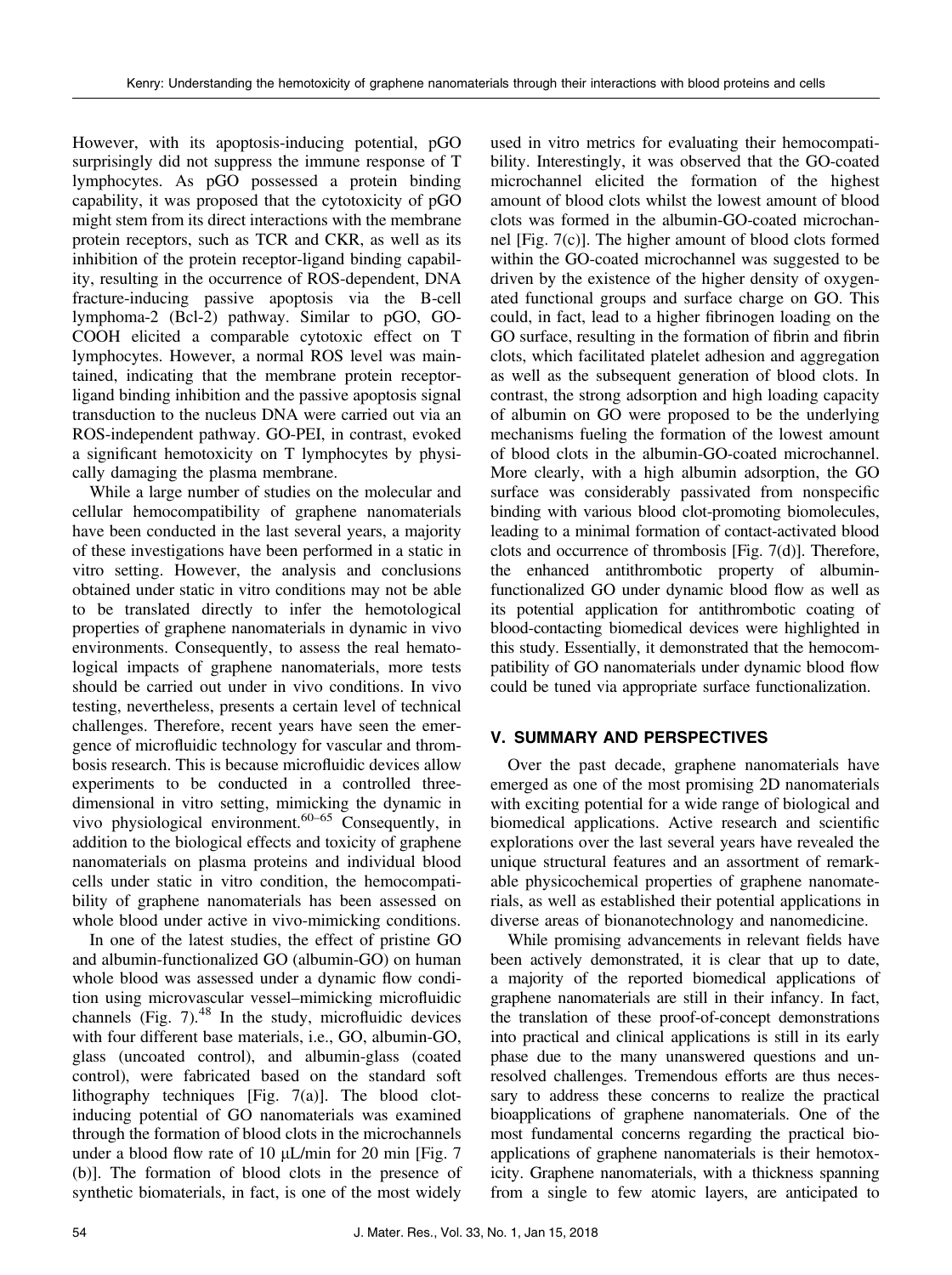However, with its apoptosis-inducing potential, pGO surprisingly did not suppress the immune response of T lymphocytes. As pGO possessed a protein binding capability, it was proposed that the cytotoxicity of pGO might stem from its direct interactions with the membrane protein receptors, such as TCR and CKR, as well as its inhibition of the protein receptor-ligand binding capability, resulting in the occurrence of ROS-dependent, DNA fracture-inducing passive apoptosis via the B-cell lymphoma-2 (Bcl-2) pathway. Similar to pGO, GO-COOH elicited a comparable cytotoxic effect on T lymphocytes. However, a normal ROS level was maintained, indicating that the membrane protein receptor-ligand binding inhibition and the passive apoptosis signal transduction to the nucleus DNA were carried out via an ROS-independent pathway. GO-PEI, in contrast, evoked a significant hemotoxicity on T lymphocytes by physically damaging the plasma membrane.

While a large number of studies on the molecular and cellular hemocompatibility of graphene nanomaterials have been conducted in the last several years, a majority of these investigations have been performed in a static in vitro setting. However, the analysis and conclusions obtained under static in vitro conditions may not be able to be translated directly to infer the hemotological properties of graphene nanomaterials in dynamic in vivo environments. Consequently, to assess the real hematological impacts of graphene nanomaterials, more tests should be carried out under in vivo conditions. In vivo testing, nevertheless, presents a certain level of technical challenges. Therefore, recent years have seen the emergence of microfluidic technology for vascular and thrombosis research. This is because microfluidic devices allow experiments to be conducted in a controlled three-dimensional in vitro setting, mimicking the dynamic in vivo physiological environment.[60–65] Consequently, in addition to the biological effects and toxicity of graphene nanomaterials on plasma proteins and individual blood cells under static in vitro condition, the hemocompatibility of graphene nanomaterials has been assessed on whole blood under active in vivo-mimicking conditions.

In one of the latest studies, the effect of pristine GO and albumin-functionalized GO (albumin-GO) on human whole blood was assessed under a dynamic flow condition using microvascular vessel–mimicking microfluidic channels (Fig. 7).[48] In the study, microfluidic devices with four different base materials, i.e., GO, albumin-GO, glass (uncoated control), and albumin-glass (coated control), were fabricated based on the standard soft lithography techniques [Fig. 7(a)]. The blood clot-inducing potential of GO nanomaterials was examined through the formation of blood clots in the microchannels under a blood flow rate of 10 μL/min for 20 min [Fig. 7(b)]. The formation of blood clots in the presence of synthetic biomaterials, in fact, is one of the most widely used in vitro metrics for evaluating their hemocompatibility. Interestingly, it was observed that the GO-coated microchannel elicited the formation of the highest amount of blood clots whilst the lowest amount of blood clots was formed in the albumin-GO-coated microchannel [Fig. 7(c)]. The higher amount of blood clots formed within the GO-coated microchannel was suggested to be driven by the existence of the higher density of oxygenated functional groups and surface charge on GO. This could, in fact, lead to a higher fibrinogen loading on the GO surface, resulting in the formation of fibrin and fibrin clots, which facilitated platelet adhesion and aggregation as well as the subsequent generation of blood clots. In contrast, the strong adsorption and high loading capacity of albumin on GO were proposed to be the underlying mechanisms fueling the formation of the lowest amount of blood clots in the albumin-GO-coated microchannel. More clearly, with a high albumin adsorption, the GO surface was considerably passivated from nonspecific binding with various blood clot-promoting biomolecules, leading to a minimal formation of contact-activated blood clots and occurrence of thrombosis [Fig. 7(d)]. Therefore, the enhanced antithrombotic property of albumin-functionalized GO under dynamic blood flow as well as its potential application for antithrombotic coating of blood-contacting biomedical devices were highlighted in this study. Essentially, it demonstrated that the hemocompatibility of GO nanomaterials under dynamic blood flow could be tuned via appropriate surface functionalization.

## V. SUMMARY AND PERSPECTIVES

Over the past decade, graphene nanomaterials have emerged as one of the most promising 2D nanomaterials with exciting potential for a wide range of biological and biomedical applications. Active research and scientific explorations over the last several years have revealed the unique structural features and an assortment of remarkable physicochemical properties of graphene nanomaterials, as well as established their potential applications in diverse areas of bionanotechnology and nanomedicine.

While promising advancements in relevant fields have been actively demonstrated, it is clear that up to date, a majority of the reported biomedical applications of graphene nanomaterials are still in their infancy. In fact, the translation of these proof-of-concept demonstrations into practical and clinical applications is still in its early phase due to the many unanswered questions and unresolved challenges. Tremendous efforts are thus necessary to address these concerns to realize the practical bioapplications of graphene nanomaterials. One of the most fundamental concerns regarding the practical bioapplications of graphene nanomaterials is their hemotoxicity. Graphene nanomaterials, with a thickness spanning from a single to few atomic layers, are anticipated to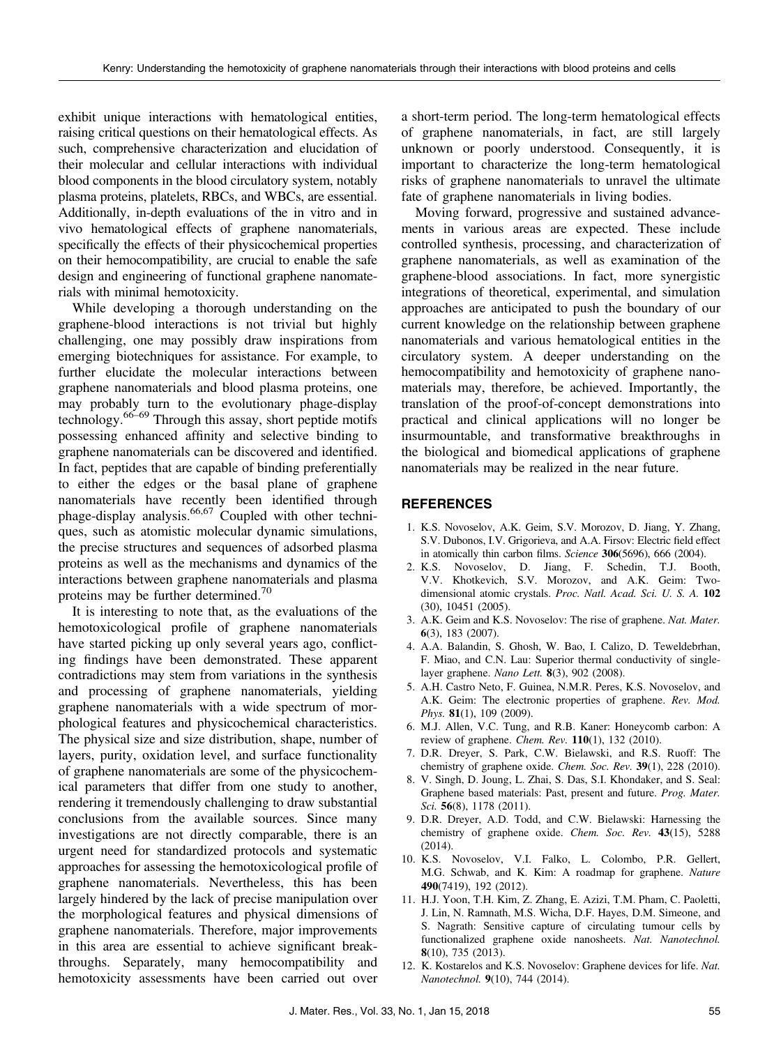exhibit unique interactions with hematological entities, raising critical questions on their hematological effects. As such, comprehensive characterization and elucidation of their molecular and cellular interactions with individual blood components in the blood circulatory system, notably plasma proteins, platelets, RBCs, and WBCs, are essential. Additionally, in-depth evaluations of the in vitro and in vivo hematological effects of graphene nanomaterials, specifically the effects of their physicochemical properties on their hemocompatibility, are crucial to enable the safe design and engineering of functional graphene nanomaterials with minimal hemotoxicity.

While developing a thorough understanding on the graphene-blood interactions is not trivial but highly challenging, one may possibly draw inspirations from emerging biotechniques for assistance. For example, to further elucidate the molecular interactions between graphene nanomaterials and blood plasma proteins, one may probably turn to the evolutionary phage-display technology.[66–69] Through this assay, short peptide motifs possessing enhanced affinity and selective binding to graphene nanomaterials can be discovered and identified. In fact, peptides that are capable of binding preferentially to either the edges or the basal plane of graphene nanomaterials have recently been identified through phage-display analysis.[66,67] Coupled with other techniques, such as atomistic molecular dynamic simulations, the precise structures and sequences of adsorbed plasma proteins as well as the mechanisms and dynamics of the interactions between graphene nanomaterials and plasma proteins may be further determined.[70]

It is interesting to note that, as the evaluations of the hemotoxicological profile of graphene nanomaterials have started picking up only several years ago, conflicting findings have been demonstrated. These apparent contradictions may stem from variations in the synthesis and processing of graphene nanomaterials, yielding graphene nanomaterials with a wide spectrum of morphological features and physicochemical characteristics. The physical size and size distribution, shape, number of layers, purity, oxidation level, and surface functionality of graphene nanomaterials are some of the physicochemical parameters that differ from one study to another, rendering it tremendously challenging to draw substantial conclusions from the available sources. Since many investigations are not directly comparable, there is an urgent need for standardized protocols and systematic approaches for assessing the hemotoxicological profile of graphene nanomaterials. Nevertheless, this has been largely hindered by the lack of precise manipulation over the morphological features and physical dimensions of graphene nanomaterials. Therefore, major improvements in this area are essential to achieve significant breakthroughs. Separately, many hemocompatibility and hemotoxicity assessments have been carried out over a short-term period. The long-term hematological effects of graphene nanomaterials, in fact, are still largely unknown or poorly understood. Consequently, it is important to characterize the long-term hematological risks of graphene nanomaterials to unravel the ultimate fate of graphene nanomaterials in living bodies.

Moving forward, progressive and sustained advancements in various areas are expected. These include controlled synthesis, processing, and characterization of graphene nanomaterials, as well as examination of the graphene-blood associations. In fact, more synergistic integrations of theoretical, experimental, and simulation approaches are anticipated to push the boundary of our current knowledge on the relationship between graphene nanomaterials and various hematological entities in the circulatory system. A deeper understanding on the hemocompatibility and hemotoxicity of graphene nanomaterials may, therefore, be achieved. Importantly, the translation of the proof-of-concept demonstrations into practical and clinical applications will no longer be insurmountable, and transformative breakthroughs in the biological and biomedical applications of graphene nanomaterials may be realized in the near future.

## REFERENCES

1. K.S. Novoselov, A.K. Geim, S.V. Morozov, D. Jiang, Y. Zhang, S.V. Dubonos, I.V. Grigorieva, and A.A. Firsov: Electric field effect in atomically thin carbon films. *Science* **306**(5696), 666 (2004).
2. K.S. Novoselov, D. Jiang, F. Schedin, T.J. Booth, V.V. Khotkevich, S.V. Morozov, and A.K. Geim: Two-dimensional atomic crystals. *Proc. Natl. Acad. Sci. U. S. A.* **102** (30), 10451 (2005).
3. A.K. Geim and K.S. Novoselov: The rise of graphene. *Nat. Mater.* **6**(3), 183 (2007).
4. A.A. Balandin, S. Ghosh, W. Bao, I. Calizo, D. Teweldebrhan, F. Miao, and C.N. Lau: Superior thermal conductivity of single-layer graphene. *Nano Lett.* **8**(3), 902 (2008).
5. A.H. Castro Neto, F. Guinea, N.M.R. Peres, K.S. Novoselov, and A.K. Geim: The electronic properties of graphene. *Rev. Mod. Phys.* **81**(1), 109 (2009).
6. M.J. Allen, V.C. Tung, and R.B. Kaner: Honeycomb carbon: A review of graphene. *Chem. Rev.* **110**(1), 132 (2010).
7. D.R. Dreyer, S. Park, C.W. Bielawski, and R.S. Ruoff: The chemistry of graphene oxide. *Chem. Soc. Rev.* **39**(1), 228 (2010).
8. V. Singh, D. Joung, L. Zhai, S. Das, S.I. Khondaker, and S. Seal: Graphene based materials: Past, present and future. *Prog. Mater. Sci.* **56**(8), 1178 (2011).
9. D.R. Dreyer, A.D. Todd, and C.W. Bielawski: Harnessing the chemistry of graphene oxide. *Chem. Soc. Rev.* **43**(15), 5288 (2014).
10. K.S. Novoselov, V.I. Falko, L. Colombo, P.R. Gellert, M.G. Schwab, and K. Kim: A roadmap for graphene. *Nature* **490**(7419), 192 (2012).
11. H.J. Yoon, T.H. Kim, Z. Zhang, E. Azizi, T.M. Pham, C. Paoletti, J. Lin, N. Ramnath, M.S. Wicha, D.F. Hayes, D.M. Simeone, and S. Nagrath: Sensitive capture of circulating tumour cells by functionalized graphene oxide nanosheets. *Nat. Nanotechnol.* **8**(10), 735 (2013).
12. K. Kostarelos and K.S. Novoselov: Graphene devices for life. *Nat. Nanotechnol.* **9**(10), 744 (2014).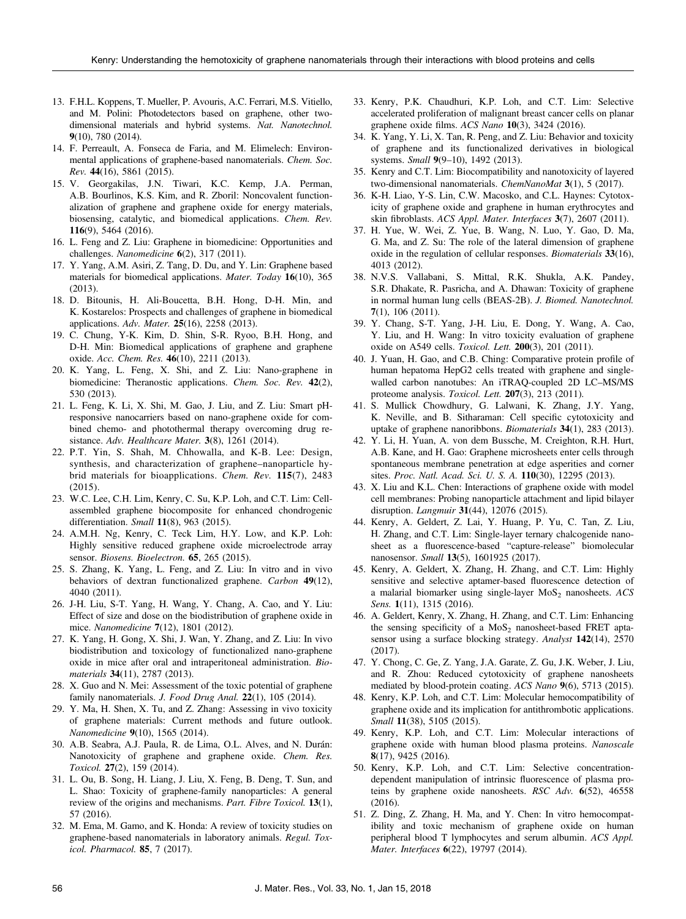13. F.H.L. Koppens, T. Mueller, P. Avouris, A.C. Ferrari, M.S. Vitiello, and M. Polini: Photodetectors based on graphene, other two-dimensional materials and hybrid systems. *Nat. Nanotechnol.* **9**(10), 780 (2014).
14. F. Perreault, A. Fonseca de Faria, and M. Elimelech: Environmental applications of graphene-based nanomaterials. *Chem. Soc. Rev.* **44**(16), 5861 (2015).
15. V. Georgakilas, J.N. Tiwari, K.C. Kemp, J.A. Perman, A.B. Bourlinos, K.S. Kim, and R. Zboril: Noncovalent functionalization of graphene and graphene oxide for energy materials, biosensing, catalytic, and biomedical applications. *Chem. Rev.* **116**(9), 5464 (2016).
16. L. Feng and Z. Liu: Graphene in biomedicine: Opportunities and challenges. *Nanomedicine* **6**(2), 317 (2011).
17. Y. Yang, A.M. Asiri, Z. Tang, D. Du, and Y. Lin: Graphene based materials for biomedical applications. *Mater. Today* **16**(10), 365 (2013).
18. D. Bitounis, H. Ali-Boucetta, B.H. Hong, D-H. Min, and K. Kostarelos: Prospects and challenges of graphene in biomedical applications. *Adv. Mater.* **25**(16), 2258 (2013).
19. C. Chung, Y-K. Kim, D. Shin, S-R. Ryoo, B.H. Hong, and D-H. Min: Biomedical applications of graphene and graphene oxide. *Acc. Chem. Res.* **46**(10), 2211 (2013).
20. K. Yang, L. Feng, X. Shi, and Z. Liu: Nano-graphene in biomedicine: Theranostic applications. *Chem. Soc. Rev.* **42**(2), 530 (2013).
21. L. Feng, K. Li, X. Shi, M. Gao, J. Liu, and Z. Liu: Smart pH-responsive nanocarriers based on nano-graphene oxide for combined chemo- and photothermal therapy overcoming drug resistance. *Adv. Healthcare Mater.* **3**(8), 1261 (2014).
22. P.T. Yin, S. Shah, M. Chhowalla, and K-B. Lee: Design, synthesis, and characterization of graphene–nanoparticle hybrid materials for bioapplications. *Chem. Rev.* **115**(7), 2483 (2015).
23. W.C. Lee, C.H. Lim, Kenry, C. Su, K.P. Loh, and C.T. Lim: Cell-assembled graphene biocomposite for enhanced chondrogenic differentiation. *Small* **11**(8), 963 (2015).
24. A.M.H. Ng, Kenry, C. Teck Lim, H.Y. Low, and K.P. Loh: Highly sensitive reduced graphene oxide microelectrode array sensor. *Biosens. Bioelectron.* **65**, 265 (2015).
25. S. Zhang, K. Yang, L. Feng, and Z. Liu: In vitro and in vivo behaviors of dextran functionalized graphene. *Carbon* **49**(12), 4040 (2011).
26. J-H. Liu, S-T. Yang, H. Wang, Y. Chang, A. Cao, and Y. Liu: Effect of size and dose on the biodistribution of graphene oxide in mice. *Nanomedicine* **7**(12), 1801 (2012).
27. K. Yang, H. Gong, X. Shi, J. Wan, Y. Zhang, and Z. Liu: In vivo biodistribution and toxicology of functionalized nano-graphene oxide in mice after oral and intraperitoneal administration. *Biomaterials* **34**(11), 2787 (2013).
28. X. Guo and N. Mei: Assessment of the toxic potential of graphene family nanomaterials. *J. Food Drug Anal.* **22**(1), 105 (2014).
29. Y. Ma, H. Shen, X. Tu, and Z. Zhang: Assessing in vivo toxicity of graphene materials: Current methods and future outlook. *Nanomedicine* **9**(10), 1565 (2014).
30. A.B. Seabra, A.J. Paula, R. de Lima, O.L. Alves, and N. Durán: Nanotoxicity of graphene and graphene oxide. *Chem. Res. Toxicol.* **27**(2), 159 (2014).
31. L. Ou, B. Song, H. Liang, J. Liu, X. Feng, B. Deng, T. Sun, and L. Shao: Toxicity of graphene-family nanoparticles: A general review of the origins and mechanisms. *Part. Fibre Toxicol.* **13**(1), 57 (2016).
32. M. Ema, M. Gamo, and K. Honda: A review of toxicity studies on graphene-based nanomaterials in laboratory animals. *Regul. Toxicol. Pharmacol.* **85**, 7 (2017).
33. Kenry, P.K. Chaudhuri, K.P. Loh, and C.T. Lim: Selective accelerated proliferation of malignant breast cancer cells on planar graphene oxide films. *ACS Nano* **10**(3), 3424 (2016).
34. K. Yang, Y. Li, X. Tan, R. Peng, and Z. Liu: Behavior and toxicity of graphene and its functionalized derivatives in biological systems. *Small* **9**(9–10), 1492 (2013).
35. Kenry and C.T. Lim: Biocompatibility and nanotoxicity of layered two-dimensional nanomaterials. *ChemNanoMat* **3**(1), 5 (2017).
36. K-H. Liao, Y-S. Lin, C.W. Macosko, and C.L. Haynes: Cytotoxicity of graphene oxide and graphene in human erythrocytes and skin fibroblasts. *ACS Appl. Mater. Interfaces* **3**(7), 2607 (2011).
37. H. Yue, W. Wei, Z. Yue, B. Wang, N. Luo, Y. Gao, D. Ma, G. Ma, and Z. Su: The role of the lateral dimension of graphene oxide in the regulation of cellular responses. *Biomaterials* **33**(16), 4013 (2012).
38. N.V.S. Vallabani, S. Mittal, R.K. Shukla, A.K. Pandey, S.R. Dhakate, R. Pasricha, and A. Dhawan: Toxicity of graphene in normal human lung cells (BEAS-2B). *J. Biomed. Nanotechnol.* **7**(1), 106 (2011).
39. Y. Chang, S-T. Yang, J-H. Liu, E. Dong, Y. Wang, A. Cao, Y. Liu, and H. Wang: In vitro toxicity evaluation of graphene oxide on A549 cells. *Toxicol. Lett.* **200**(3), 201 (2011).
40. J. Yuan, H. Gao, and C.B. Ching: Comparative protein profile of human hepatoma HepG2 cells treated with graphene and single-walled carbon nanotubes: An iTRAQ-coupled 2D LC–MS/MS proteome analysis. *Toxicol. Lett.* **207**(3), 213 (2011).
41. S. Mullick Chowdhury, G. Lalwani, K. Zhang, J.Y. Yang, K. Neville, and B. Sitharaman: Cell specific cytotoxicity and uptake of graphene nanoribbons. *Biomaterials* **34**(1), 283 (2013).
42. Y. Li, H. Yuan, A. von dem Bussche, M. Creighton, R.H. Hurt, A.B. Kane, and H. Gao: Graphene microsheets enter cells through spontaneous membrane penetration at edge asperities and corner sites. *Proc. Natl. Acad. Sci. U. S. A.* **110**(30), 12295 (2013).
43. X. Liu and K.L. Chen: Interactions of graphene oxide with model cell membranes: Probing nanoparticle attachment and lipid bilayer disruption. *Langmuir* **31**(44), 12076 (2015).
44. Kenry, A. Geldert, Z. Lai, Y. Huang, P. Yu, C. Tan, Z. Liu, H. Zhang, and C.T. Lim: Single-layer ternary chalcogenide nanosheet as a fluorescence-based "capture-release" biomolecular nanosensor. *Small* **13**(5), 1601925 (2017).
45. Kenry, A. Geldert, X. Zhang, H. Zhang, and C.T. Lim: Highly sensitive and selective aptamer-based fluorescence detection of a malarial biomarker using single-layer $MoS_2$ nanosheets. *ACS Sens.* **1**(11), 1315 (2016).
46. A. Geldert, Kenry, X. Zhang, H. Zhang, and C.T. Lim: Enhancing the sensing specificity of a $MoS_2$ nanosheet-based FRET aptasensor using a surface blocking strategy. *Analyst* **142**(14), 2570 (2017).
47. Y. Chong, C. Ge, Z. Yang, J.A. Garate, Z. Gu, J.K. Weber, J. Liu, and R. Zhou: Reduced cytotoxicity of graphene nanosheets mediated by blood-protein coating. *ACS Nano* **9**(6), 5713 (2015).
48. Kenry, K.P. Loh, and C.T. Lim: Molecular hemocompatibility of graphene oxide and its implication for antithrombotic applications. *Small* **11**(38), 5105 (2015).
49. Kenry, K.P. Loh, and C.T. Lim: Molecular interactions of graphene oxide with human blood plasma proteins. *Nanoscale* **8**(17), 9425 (2016).
50. Kenry, K.P. Loh, and C.T. Lim: Selective concentration-dependent manipulation of intrinsic fluorescence of plasma proteins by graphene oxide nanosheets. *RSC Adv.* **6**(52), 46558 (2016).
51. Z. Ding, Z. Zhang, H. Ma, and Y. Chen: In vitro hemocompatibility and toxic mechanism of graphene oxide on human peripheral blood T lymphocytes and serum albumin. *ACS Appl. Mater. Interfaces* **6**(22), 19797 (2014).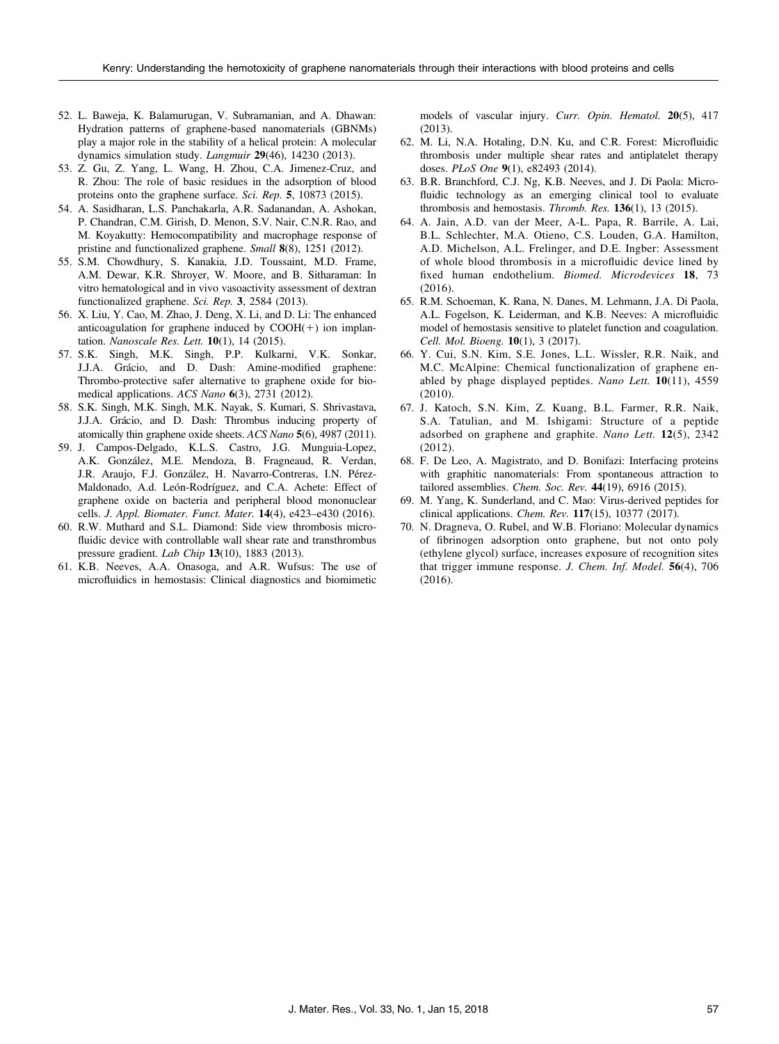52. L. Baweja, K. Balamurugan, V. Subramanian, and A. Dhawan: Hydration patterns of graphene-based nanomaterials (GBNMs) play a major role in the stability of a helical protein: A molecular dynamics simulation study. *Langmuir* **29**(46), 14230 (2013).
53. Z. Gu, Z. Yang, L. Wang, H. Zhou, C.A. Jimenez-Cruz, and R. Zhou: The role of basic residues in the adsorption of blood proteins onto the graphene surface. *Sci. Rep.* **5**, 10873 (2015).
54. A. Sasidharan, L.S. Panchakarla, A.R. Sadanandan, A. Ashokan, P. Chandran, C.M. Girish, D. Menon, S.V. Nair, C.N.R. Rao, and M. Koyakutty: Hemocompatibility and macrophage response of pristine and functionalized graphene. *Small* **8**(8), 1251 (2012).
55. S.M. Chowdhury, S. Kanakia, J.D. Toussaint, M.D. Frame, A.M. Dewar, K.R. Shroyer, W. Moore, and B. Sitharaman: In vitro hematological and in vivo vasoactivity assessment of dextran functionalized graphene. *Sci. Rep.* **3**, 2584 (2013).
56. X. Liu, Y. Cao, M. Zhao, J. Deng, X. Li, and D. Li: The enhanced anticoagulation for graphene induced by COOH(+) ion implantation. *Nanoscale Res. Lett.* **10**(1), 14 (2015).
57. S.K. Singh, M.K. Singh, P.P. Kulkarni, V.K. Sonkar, J.J.A. Grácio, and D. Dash: Amine-modified graphene: Thrombo-protective safer alternative to graphene oxide for biomedical applications. *ACS Nano* **6**(3), 2731 (2012).
58. S.K. Singh, M.K. Singh, M.K. Nayak, S. Kumari, S. Shrivastava, J.J.A. Grácio, and D. Dash: Thrombus inducing property of atomically thin graphene oxide sheets. *ACS Nano* **5**(6), 4987 (2011).
59. J. Campos-Delgado, K.L.S. Castro, J.G. Munguia-Lopez, A.K. González, M.E. Mendoza, B. Fragneaud, R. Verdan, J.R. Araujo, F.J. González, H. Navarro-Contreras, I.N. Pérez-Maldonado, A.d. León-Rodríguez, and C.A. Achete: Effect of graphene oxide on bacteria and peripheral blood mononuclear cells. *J. Appl. Biomater. Funct. Mater.* **14**(4), e423–e430 (2016).
60. R.W. Muthard and S.L. Diamond: Side view thrombosis microfluidic device with controllable wall shear rate and transthrombus pressure gradient. *Lab Chip* **13**(10), 1883 (2013).
61. K.B. Neeves, A.A. Onasoga, and A.R. Wufsus: The use of microfluidics in hemostasis: Clinical diagnostics and biomimetic models of vascular injury. *Curr. Opin. Hematol.* **20**(5), 417 (2013).
62. M. Li, N.A. Hotaling, D.N. Ku, and C.R. Forest: Microfluidic thrombosis under multiple shear rates and antiplatelet therapy doses. *PLoS One* **9**(1), e82493 (2014).
63. B.R. Branchford, C.J. Ng, K.B. Neeves, and J. Di Paola: Microfluidic technology as an emerging clinical tool to evaluate thrombosis and hemostasis. *Thromb. Res.* **136**(1), 13 (2015).
64. A. Jain, A.D. van der Meer, A-L. Papa, R. Barrile, A. Lai, B.L. Schlechter, M.A. Otieno, C.S. Louden, G.A. Hamilton, A.D. Michelson, A.L. Frelinger, and D.E. Ingber: Assessment of whole blood thrombosis in a microfluidic device lined by fixed human endothelium. *Biomed. Microdevices* **18**, 73 (2016).
65. R.M. Schoeman, K. Rana, N. Danes, M. Lehmann, J.A. Di Paola, A.L. Fogelson, K. Leiderman, and K.B. Neeves: A microfluidic model of hemostasis sensitive to platelet function and coagulation. *Cell. Mol. Bioeng.* **10**(1), 3 (2017).
66. Y. Cui, S.N. Kim, S.E. Jones, L.L. Wissler, R.R. Naik, and M.C. McAlpine: Chemical functionalization of graphene enabled by phage displayed peptides. *Nano Lett.* **10**(11), 4559 (2010).
67. J. Katoch, S.N. Kim, Z. Kuang, B.L. Farmer, R.R. Naik, S.A. Tatulian, and M. Ishigami: Structure of a peptide adsorbed on graphene and graphite. *Nano Lett.* **12**(5), 2342 (2012).
68. F. De Leo, A. Magistrato, and D. Bonifazi: Interfacing proteins with graphitic nanomaterials: From spontaneous attraction to tailored assemblies. *Chem. Soc. Rev.* **44**(19), 6916 (2015).
69. M. Yang, K. Sunderland, and C. Mao: Virus-derived peptides for clinical applications. *Chem. Rev.* **117**(15), 10377 (2017).
70. N. Dragneva, O. Rubel, and W.B. Floriano: Molecular dynamics of fibrinogen adsorption onto graphene, but not onto poly (ethylene glycol) surface, increases exposure of recognition sites that trigger immune response. *J. Chem. Inf. Model.* **56**(4), 706 (2016).